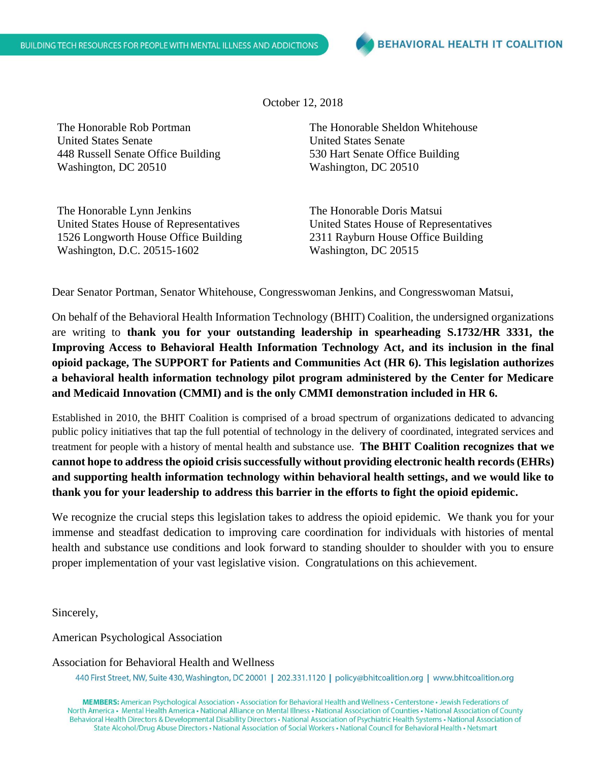BUILDING TECH RESOURCES FOR PEOPLE WITH MENTAL ILLNESS AND ADDICTIONS

**BEHAVIORAL HEALTH IT COALITION**

October 12, 2018

The Honorable Rob Portman
United States Senate
448 Russell Senate Office Building
Washington, DC 20510

The Honorable Sheldon Whitehouse
United States Senate
530 Hart Senate Office Building
Washington, DC 20510

The Honorable Lynn Jenkins
United States House of Representatives
1526 Longworth House Office Building
Washington, D.C. 20515-1602

The Honorable Doris Matsui
United States House of Representatives
2311 Rayburn House Office Building
Washington, DC 20515

Dear Senator Portman, Senator Whitehouse, Congresswoman Jenkins, and Congresswoman Matsui,

On behalf of the Behavioral Health Information Technology (BHIT) Coalition, the undersigned organizations are writing to **thank you for your outstanding leadership in spearheading S.1732/HR 3331, the Improving Access to Behavioral Health Information Technology Act, and its inclusion in the final opioid package, The SUPPORT for Patients and Communities Act (HR 6). This legislation authorizes a behavioral health information technology pilot program administered by the Center for Medicare and Medicaid Innovation (CMMI) and is the only CMMI demonstration included in HR 6.**

Established in 2010, the BHIT Coalition is comprised of a broad spectrum of organizations dedicated to advancing public policy initiatives that tap the full potential of technology in the delivery of coordinated, integrated services and treatment for people with a history of mental health and substance use. **The BHIT Coalition recognizes that we cannot hope to address the opioid crisis successfully without providing electronic health records (EHRs) and supporting health information technology within behavioral health settings, and we would like to thank you for your leadership to address this barrier in the efforts to fight the opioid epidemic.**

We recognize the crucial steps this legislation takes to address the opioid epidemic. We thank you for your immense and steadfast dedication to improving care coordination for individuals with histories of mental health and substance use conditions and look forward to standing shoulder to shoulder with you to ensure proper implementation of your vast legislative vision. Congratulations on this achievement.

Sincerely,

American Psychological Association

Association for Behavioral Health and Wellness

440 First Street, NW, Suite 430, Washington, DC 20001 | 202.331.1120 | policy@bhitcoalition.org | www.bhitcoalition.org

**MEMBERS:** American Psychological Association • Association for Behavioral Health and Wellness • Centerstone • Jewish Federations of North America • Mental Health America • National Alliance on Mental Illness • National Association of Counties • National Association of County Behavioral Health Directors & Developmental Disability Directors • National Association of Psychiatric Health Systems • National Association of State Alcohol/Drug Abuse Directors • National Association of Social Workers • National Council for Behavioral Health • Netsmart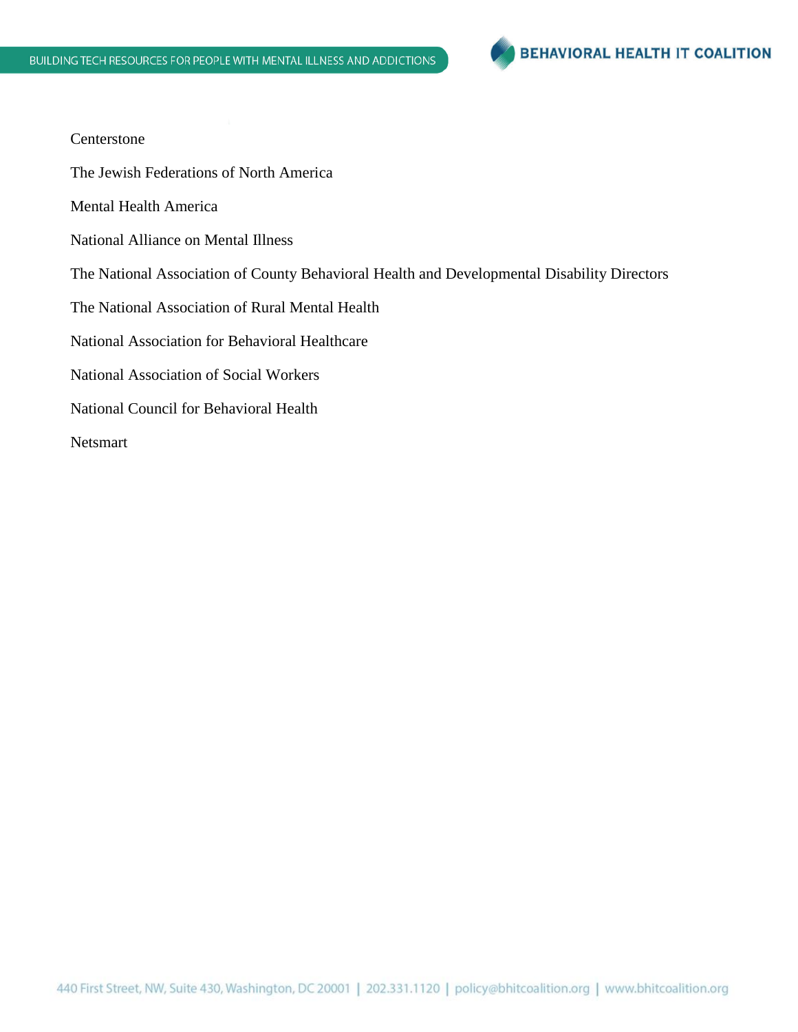Centerstone

The Jewish Federations of North America

Mental Health America

National Alliance on Mental Illness

The National Association of County Behavioral Health and Developmental Disability Directors

The National Association of Rural Mental Health

National Association for Behavioral Healthcare

National Association of Social Workers

National Council for Behavioral Health

Netsmart